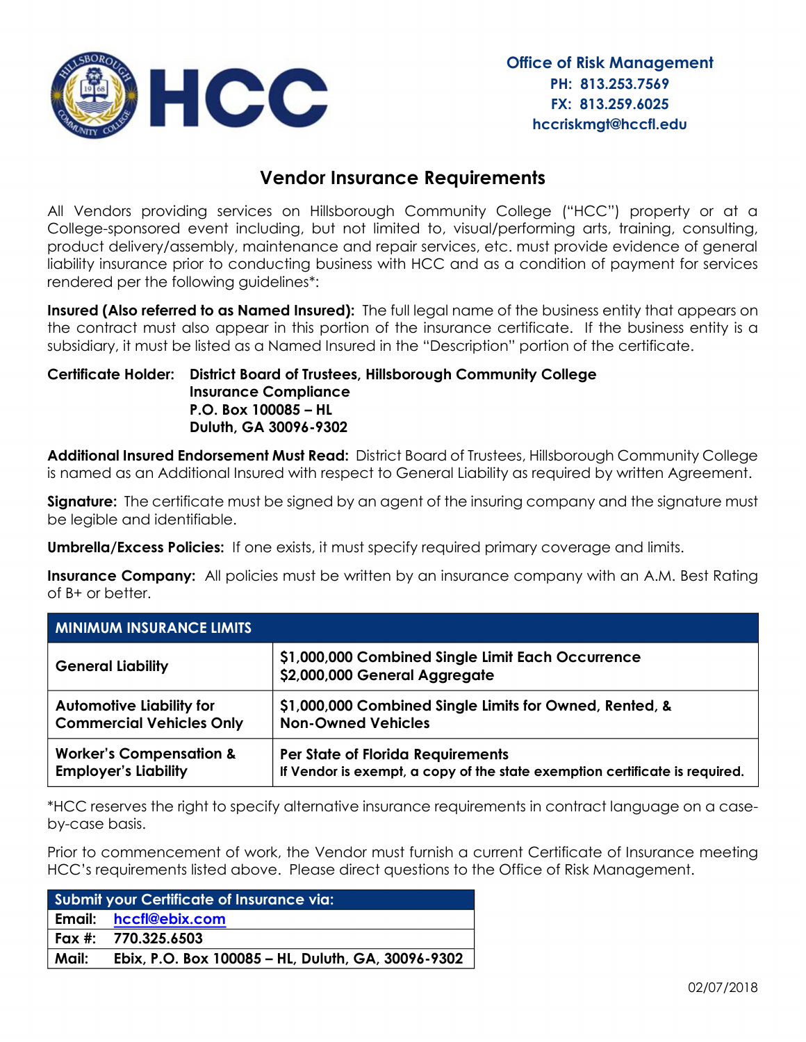**HCC**

**Office of Risk Management**
**PH: 813.253.7569**
**FX: 813.259.6025**
**hccriskmgt@hccfl.edu**

# Vendor Insurance Requirements

All Vendors providing services on Hillsborough Community College ("HCC") property or at a College-sponsored event including, but not limited to, visual/performing arts, training, consulting, product delivery/assembly, maintenance and repair services, etc. must provide evidence of general liability insurance prior to conducting business with HCC and as a condition of payment for services rendered per the following guidelines*:

**Insured (Also referred to as Named Insured):** The full legal name of the business entity that appears on the contract must also appear in this portion of the insurance certificate. If the business entity is a subsidiary, it must be listed as a Named Insured in the "Description" portion of the certificate.

**Certificate Holder:** **District Board of Trustees, Hillsborough Community College**
**Insurance Compliance**
**P.O. Box 100085 – HL**
**Duluth, GA 30096-9302**

**Additional Insured Endorsement Must Read:** District Board of Trustees, Hillsborough Community College is named as an Additional Insured with respect to General Liability as required by written Agreement.

**Signature:** The certificate must be signed by an agent of the insuring company and the signature must be legible and identifiable.

**Umbrella/Excess Policies:** If one exists, it must specify required primary coverage and limits.

**Insurance Company:** All policies must be written by an insurance company with an A.M. Best Rating of B+ or better.

| MINIMUM INSURANCE LIMITS | |
|---|---|
| **General Liability** | **$1,000,000 Combined Single Limit Each Occurrence**<br>**$2,000,000 General Aggregate** |
| **Automotive Liability for Commercial Vehicles Only** | **$1,000,000 Combined Single Limits for Owned, Rented, & Non-Owned Vehicles** |
| **Worker's Compensation & Employer's Liability** | **Per State of Florida Requirements**<br>**If Vendor is exempt, a copy of the state exemption certificate is required.** |

*HCC reserves the right to specify alternative insurance requirements in contract language on a case-by-case basis.

Prior to commencement of work, the Vendor must furnish a current Certificate of Insurance meeting HCC's requirements listed above. Please direct questions to the Office of Risk Management.

| Submit your Certificate of Insurance via: | |
|---|---|
| **Email:** | hccfl@ebix.com |
| **Fax #:** | **770.325.6503** |
| **Mail:** | **Ebix, P.O. Box 100085 – HL, Duluth, GA, 30096-9302** |

02/07/2018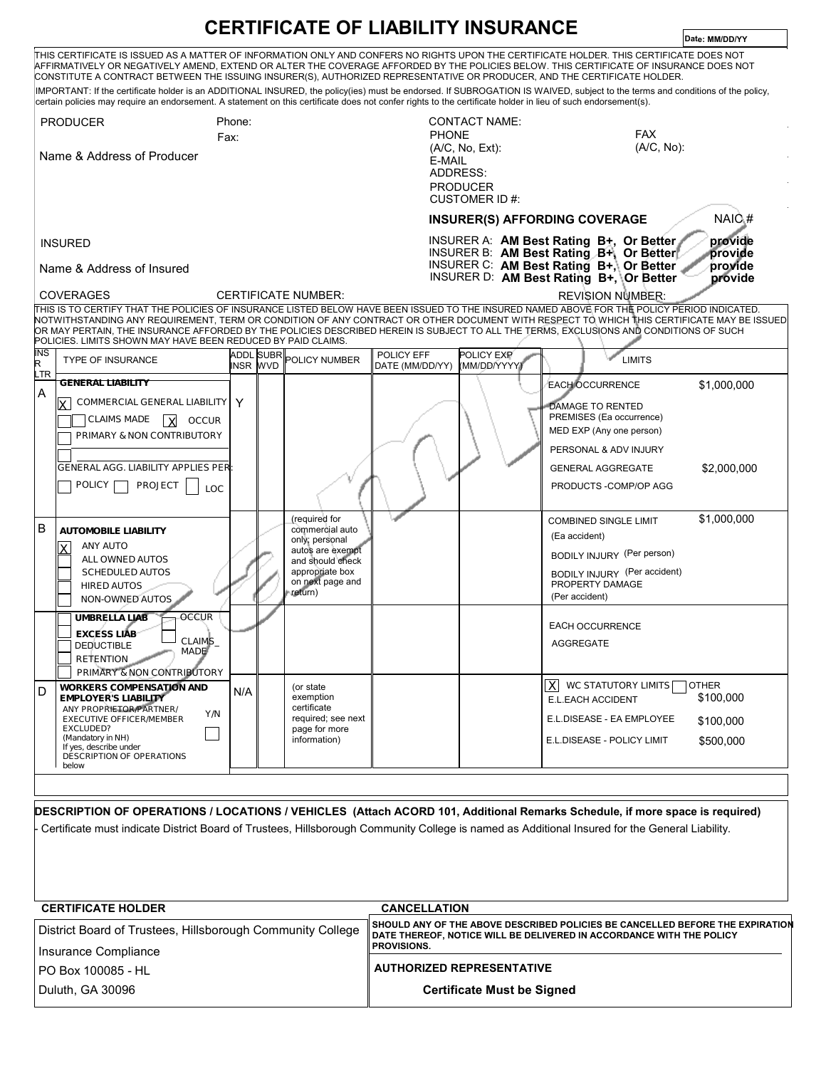# CERTIFICATE OF LIABILITY INSURANCE

Date: MM/DD/YY

THIS CERTIFICATE IS ISSUED AS A MATTER OF INFORMATION ONLY AND CONFERS NO RIGHTS UPON THE CERTIFICATE HOLDER. THIS CERTIFICATE DOES NOT AFFIRMATIVELY OR NEGATIVELY AMEND, EXTEND OR ALTER THE COVERAGE AFFORDED BY THE POLICIES BELOW. THIS CERTIFICATE OF INSURANCE DOES NOT CONSTITUTE A CONTRACT BETWEEN THE ISSUING INSURER(S), AUTHORIZED REPRESENTATIVE OR PRODUCER, AND THE CERTIFICATE HOLDER.

IMPORTANT: If the certificate holder is an ADDITIONAL INSURED, the policy(ies) must be endorsed. If SUBROGATION IS WAIVED, subject to the terms and conditions of the policy, certain policies may require an endorsement. A statement on this certificate does not confer rights to the certificate holder in lieu of such endorsement(s).

| | |
|---|---|
| PRODUCER Phone: Fax: | CONTACT NAME: |
| Name & Address of Producer | PHONE (A/C, No, Ext): FAX (A/C, No): |
| | E-MAIL ADDRESS: |
| | PRODUCER CUSTOMER ID #: |
| | **INSURER(S) AFFORDING COVERAGE** — NAIC # |
| INSURED | INSURER A: **AM Best Rating B+, Or Better** — **provide** |
| Name & Address of Insured | INSURER B: **AM Best Rating B+, Or Better** — **provide** |
| | INSURER C: **AM Best Rating B+, Or Better** — **provide** |
| | INSURER D: **AM Best Rating B+, Or Better** — **provide** |

COVERAGES CERTIFICATE NUMBER: REVISION NUMBER:

THIS IS TO CERTIFY THAT THE POLICIES OF INSURANCE LISTED BELOW HAVE BEEN ISSUED TO THE INSURED NAMED ABOVE FOR THE POLICY PERIOD INDICATED. NOTWITHSTANDING ANY REQUIREMENT, TERM OR CONDITION OF ANY CONTRACT OR OTHER DOCUMENT WITH RESPECT TO WHICH THIS CERTIFICATE MAY BE ISSUED OR MAY PERTAIN, THE INSURANCE AFFORDED BY THE POLICIES DESCRIBED HEREIN IS SUBJECT TO ALL THE TERMS, EXCLUSIONS AND CONDITIONS OF SUCH POLICIES. LIMITS SHOWN MAY HAVE BEEN REDUCED BY PAID CLAIMS.

| INSR LTR | TYPE OF INSURANCE | ADDL INSR | SUBR WVD | POLICY NUMBER | POLICY EFF DATE (MM/DD/YYYY) | POLICY EXP (MM/DD/YYYY) | LIMITS | |
|---|---|---|---|---|---|---|---|---|
| A | **GENERAL LIABILITY**<br>[X] COMMERCIAL GENERAL LIABILITY<br>[ ] CLAIMS MADE [X] OCCUR<br>[ ] PRIMARY & NON CONTRIBUTORY<br>[ ]<br>GENERAL AGG. LIABILITY APPLIES PER:<br>[ ] POLICY [ ] PROJECT [ ] LOC | Y | | | | | EACH OCCURRENCE | $1,000,000 |
| | | | | | | | DAMAGE TO RENTED PREMISES (Ea occurrence) | |
| | | | | | | | MED EXP (Any one person) | |
| | | | | | | | PERSONAL & ADV INJURY | |
| | | | | | | | GENERAL AGGREGATE | $2,000,000 |
| | | | | | | | PRODUCTS -COMP/OP AGG | |
| B | **AUTOMOBILE LIABILITY**<br>[X] ANY AUTO<br>[ ] ALL OWNED AUTOS<br>[ ] SCHEDULED AUTOS<br>[ ] HIRED AUTOS<br>[ ] NON-OWNED AUTOS | | | (required for commercial auto only; personal autos are exempt and should check appropriate box on next page and return) | | | COMBINED SINGLE LIMIT (Ea accident) | $1,000,000 |
| | | | | | | | BODILY INJURY (Per person) | |
| | | | | | | | BODILY INJURY (Per accident) | |
| | | | | | | | PROPERTY DAMAGE (Per accident) | |
| | [ ] **UMBRELLA LIAB** [ ] OCCUR<br>[ ] **EXCESS LIAB** [ ] CLAIMS_MADE<br>[ ] DEDUCTIBLE<br>[ ] RETENTION<br>[ ] PRIMARY & NON CONTRIBUTORY | | | | | | EACH OCCURRENCE | |
| | | | | | | | AGGREGATE | |
| D | **WORKERS COMPENSATION AND EMPLOYER'S LIABILITY**<br>ANY PROPRIETOR/PARTNER/ EXECUTIVE OFFICER/MEMBER EXCLUDED? Y/N [ ]<br>(Mandatory in NH)<br>If yes, describe under DESCRIPTION OF OPERATIONS below | N/A | | (or state exemption certificate required; see next page for more information) | | | [X] WC STATUTORY LIMITS [ ] OTHER | |
| | | | | | | | E.L.EACH ACCIDENT | $100,000 |
| | | | | | | | E.L.DISEASE - EA EMPLOYEE | $100,000 |
| | | | | | | | E.L.DISEASE - POLICY LIMIT | $500,000 |

**DESCRIPTION OF OPERATIONS / LOCATIONS / VEHICLES (Attach ACORD 101, Additional Remarks Schedule, if more space is required)**

- Certificate must indicate District Board of Trustees, Hillsborough Community College is named as Additional Insured for the General Liability.

| CERTIFICATE HOLDER | CANCELLATION |
|---|---|
| District Board of Trustees, Hillsborough Community College<br>Insurance Compliance<br>PO Box 100085 - HL<br>Duluth, GA 30096 | **SHOULD ANY OF THE ABOVE DESCRIBED POLICIES BE CANCELLED BEFORE THE EXPIRATION DATE THEREOF, NOTICE WILL BE DELIVERED IN ACCORDANCE WITH THE POLICY PROVISIONS.**<br><br>**AUTHORIZED REPRESENTATIVE**<br><br>**Certificate Must be Signed** |